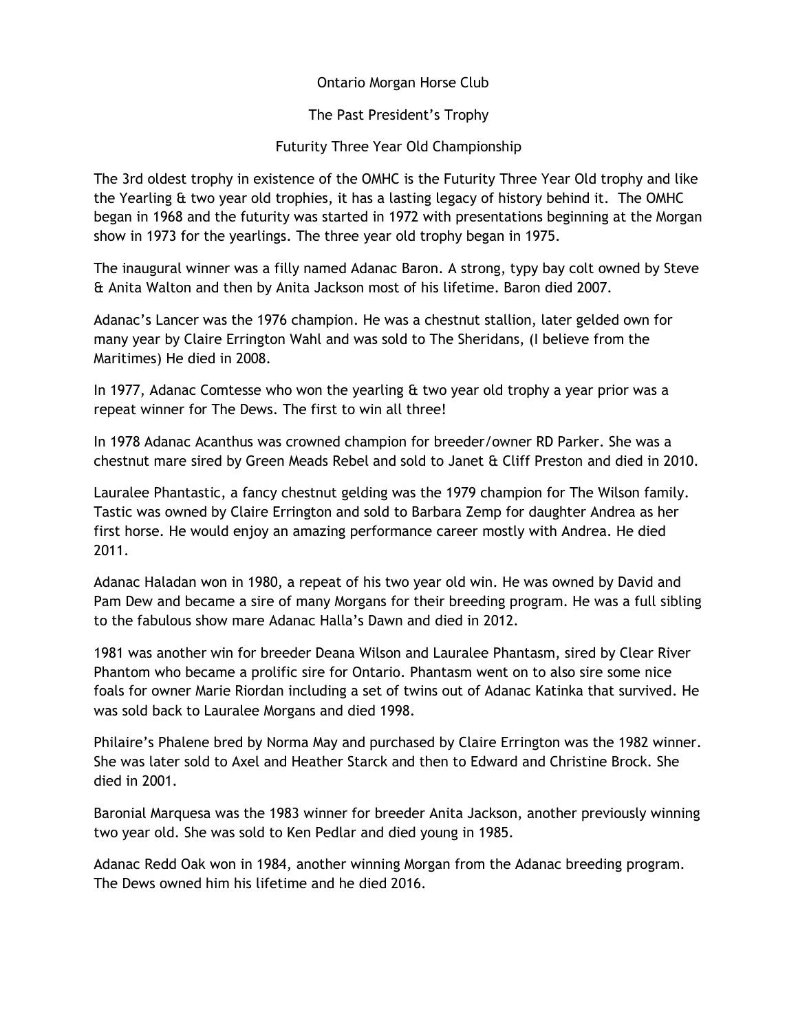# Ontario Morgan Horse Club

## The Past President's Trophy

## Futurity Three Year Old Championship

The 3rd oldest trophy in existence of the OMHC is the Futurity Three Year Old trophy and like the Yearling & two year old trophies, it has a lasting legacy of history behind it. The OMHC began in 1968 and the futurity was started in 1972 with presentations beginning at the Morgan show in 1973 for the yearlings. The three year old trophy began in 1975.

The inaugural winner was a filly named Adanac Baron. A strong, typy bay colt owned by Steve & Anita Walton and then by Anita Jackson most of his lifetime. Baron died 2007.

Adanac's Lancer was the 1976 champion. He was a chestnut stallion, later gelded own for many year by Claire Errington Wahl and was sold to The Sheridans, (I believe from the Maritimes) He died in 2008.

In 1977, Adanac Comtesse who won the yearling & two year old trophy a year prior was a repeat winner for The Dews. The first to win all three!

In 1978 Adanac Acanthus was crowned champion for breeder/owner RD Parker. She was a chestnut mare sired by Green Meads Rebel and sold to Janet & Cliff Preston and died in 2010.

Lauralee Phantastic, a fancy chestnut gelding was the 1979 champion for The Wilson family. Tastic was owned by Claire Errington and sold to Barbara Zemp for daughter Andrea as her first horse. He would enjoy an amazing performance career mostly with Andrea. He died 2011.

Adanac Haladan won in 1980, a repeat of his two year old win. He was owned by David and Pam Dew and became a sire of many Morgans for their breeding program. He was a full sibling to the fabulous show mare Adanac Halla's Dawn and died in 2012.

1981 was another win for breeder Deana Wilson and Lauralee Phantasm, sired by Clear River Phantom who became a prolific sire for Ontario. Phantasm went on to also sire some nice foals for owner Marie Riordan including a set of twins out of Adanac Katinka that survived. He was sold back to Lauralee Morgans and died 1998.

Philaire's Phalene bred by Norma May and purchased by Claire Errington was the 1982 winner. She was later sold to Axel and Heather Starck and then to Edward and Christine Brock. She died in 2001.

Baronial Marquesa was the 1983 winner for breeder Anita Jackson, another previously winning two year old. She was sold to Ken Pedlar and died young in 1985.

Adanac Redd Oak won in 1984, another winning Morgan from the Adanac breeding program. The Dews owned him his lifetime and he died 2016.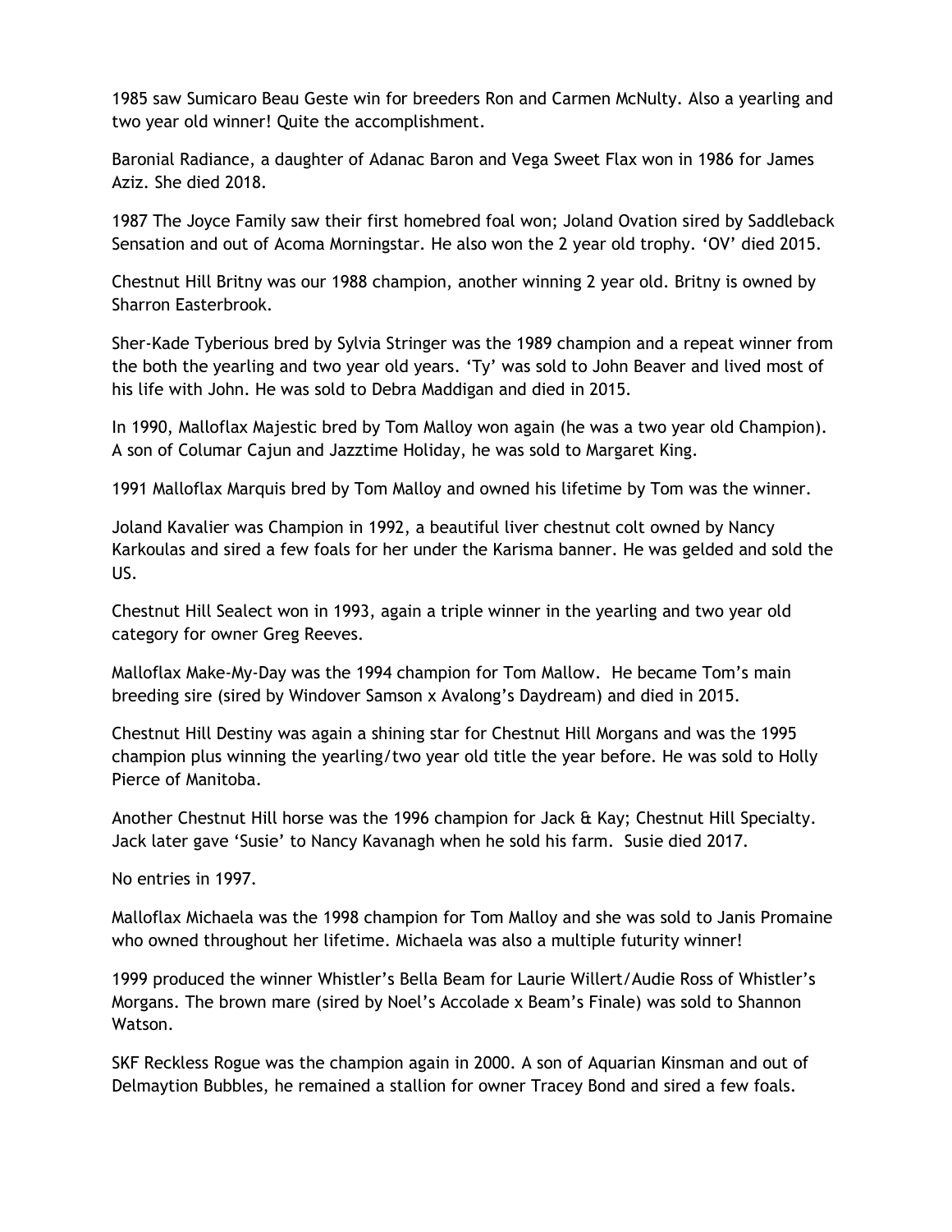1985 saw Sumicaro Beau Geste win for breeders Ron and Carmen McNulty. Also a yearling and two year old winner! Quite the accomplishment.

Baronial Radiance, a daughter of Adanac Baron and Vega Sweet Flax won in 1986 for James Aziz. She died 2018.

1987 The Joyce Family saw their first homebred foal won; Joland Ovation sired by Saddleback Sensation and out of Acoma Morningstar. He also won the 2 year old trophy. 'OV' died 2015.

Chestnut Hill Britny was our 1988 champion, another winning 2 year old. Britny is owned by Sharron Easterbrook.

Sher-Kade Tyberious bred by Sylvia Stringer was the 1989 champion and a repeat winner from the both the yearling and two year old years. 'Ty' was sold to John Beaver and lived most of his life with John. He was sold to Debra Maddigan and died in 2015.

In 1990, Malloflax Majestic bred by Tom Malloy won again (he was a two year old Champion). A son of Columar Cajun and Jazztime Holiday, he was sold to Margaret King.

1991 Malloflax Marquis bred by Tom Malloy and owned his lifetime by Tom was the winner.

Joland Kavalier was Champion in 1992, a beautiful liver chestnut colt owned by Nancy Karkoulas and sired a few foals for her under the Karisma banner. He was gelded and sold the US.

Chestnut Hill Sealect won in 1993, again a triple winner in the yearling and two year old category for owner Greg Reeves.

Malloflax Make-My-Day was the 1994 champion for Tom Mallow. He became Tom's main breeding sire (sired by Windover Samson x Avalong's Daydream) and died in 2015.

Chestnut Hill Destiny was again a shining star for Chestnut Hill Morgans and was the 1995 champion plus winning the yearling/two year old title the year before. He was sold to Holly Pierce of Manitoba.

Another Chestnut Hill horse was the 1996 champion for Jack & Kay; Chestnut Hill Specialty. Jack later gave 'Susie' to Nancy Kavanagh when he sold his farm. Susie died 2017.

No entries in 1997.

Malloflax Michaela was the 1998 champion for Tom Malloy and she was sold to Janis Promaine who owned throughout her lifetime. Michaela was also a multiple futurity winner!

1999 produced the winner Whistler's Bella Beam for Laurie Willert/Audie Ross of Whistler's Morgans. The brown mare (sired by Noel's Accolade x Beam's Finale) was sold to Shannon Watson.

SKF Reckless Rogue was the champion again in 2000. A son of Aquarian Kinsman and out of Delmaytion Bubbles, he remained a stallion for owner Tracey Bond and sired a few foals.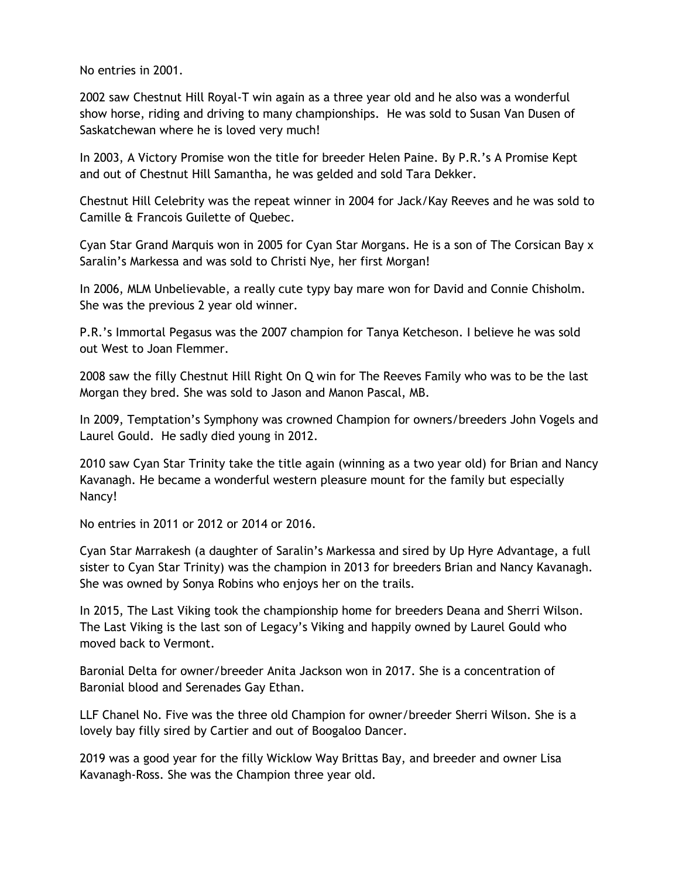No entries in 2001.

2002 saw Chestnut Hill Royal-T win again as a three year old and he also was a wonderful show horse, riding and driving to many championships. He was sold to Susan Van Dusen of Saskatchewan where he is loved very much!

In 2003, A Victory Promise won the title for breeder Helen Paine. By P.R.'s A Promise Kept and out of Chestnut Hill Samantha, he was gelded and sold Tara Dekker.

Chestnut Hill Celebrity was the repeat winner in 2004 for Jack/Kay Reeves and he was sold to Camille & Francois Guilette of Quebec.

Cyan Star Grand Marquis won in 2005 for Cyan Star Morgans. He is a son of The Corsican Bay x Saralin's Markessa and was sold to Christi Nye, her first Morgan!

In 2006, MLM Unbelievable, a really cute typy bay mare won for David and Connie Chisholm. She was the previous 2 year old winner.

P.R.'s Immortal Pegasus was the 2007 champion for Tanya Ketcheson. I believe he was sold out West to Joan Flemmer.

2008 saw the filly Chestnut Hill Right On Q win for The Reeves Family who was to be the last Morgan they bred. She was sold to Jason and Manon Pascal, MB.

In 2009, Temptation's Symphony was crowned Champion for owners/breeders John Vogels and Laurel Gould. He sadly died young in 2012.

2010 saw Cyan Star Trinity take the title again (winning as a two year old) for Brian and Nancy Kavanagh. He became a wonderful western pleasure mount for the family but especially Nancy!

No entries in 2011 or 2012 or 2014 or 2016.

Cyan Star Marrakesh (a daughter of Saralin's Markessa and sired by Up Hyre Advantage, a full sister to Cyan Star Trinity) was the champion in 2013 for breeders Brian and Nancy Kavanagh. She was owned by Sonya Robins who enjoys her on the trails.

In 2015, The Last Viking took the championship home for breeders Deana and Sherri Wilson. The Last Viking is the last son of Legacy's Viking and happily owned by Laurel Gould who moved back to Vermont.

Baronial Delta for owner/breeder Anita Jackson won in 2017. She is a concentration of Baronial blood and Serenades Gay Ethan.

LLF Chanel No. Five was the three old Champion for owner/breeder Sherri Wilson. She is a lovely bay filly sired by Cartier and out of Boogaloo Dancer.

2019 was a good year for the filly Wicklow Way Brittas Bay, and breeder and owner Lisa Kavanagh-Ross. She was the Champion three year old.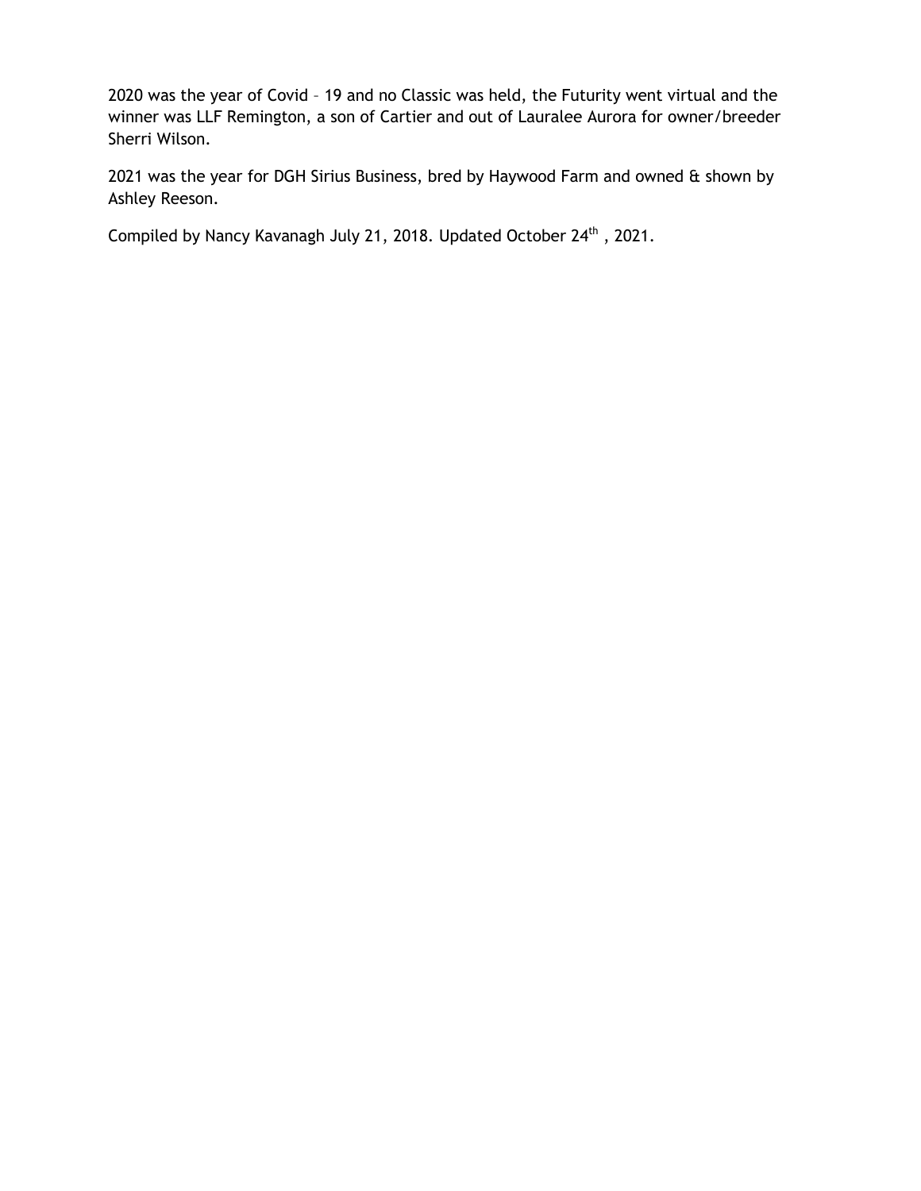2020 was the year of Covid – 19 and no Classic was held, the Futurity went virtual and the winner was LLF Remington, a son of Cartier and out of Lauralee Aurora for owner/breeder Sherri Wilson.

2021 was the year for DGH Sirius Business, bred by Haywood Farm and owned & shown by Ashley Reeson.

Compiled by Nancy Kavanagh July 21, 2018. Updated October 24th , 2021.